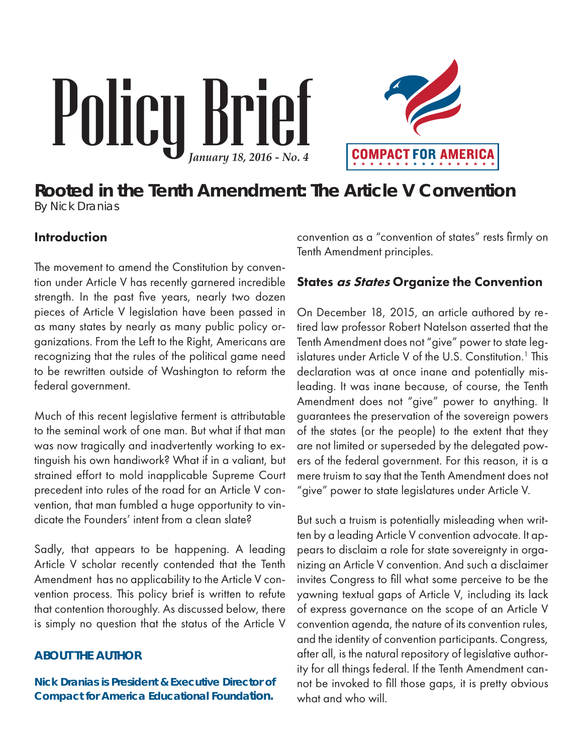# Policy Brief

*January 18, 2016 - No. 4*

COMPACT FOR AMERICA

## Rooted in the Tenth Amendment: The Article V Convention

By Nick Dranias

### Introduction

The movement to amend the Constitution by convention under Article V has recently garnered incredible strength. In the past five years, nearly two dozen pieces of Article V legislation have been passed in as many states by nearly as many public policy organizations. From the Left to the Right, Americans are recognizing that the rules of the political game need to be rewritten outside of Washington to reform the federal government.

Much of this recent legislative ferment is attributable to the seminal work of one man. But what if that man was now tragically and inadvertently working to extinguish his own handiwork? What if in a valiant, but strained effort to mold inapplicable Supreme Court precedent into rules of the road for an Article V convention, that man fumbled a huge opportunity to vindicate the Founders' intent from a clean slate?

Sadly, that appears to be happening. A leading Article V scholar recently contended that the Tenth Amendment has no applicability to the Article V convention process. This policy brief is written to refute that contention thoroughly. As discussed below, there is simply no question that the status of the Article V convention as a "convention of states" rests firmly on Tenth Amendment principles.

### States *as States* Organize the Convention

On December 18, 2015, an article authored by retired law professor Robert Natelson asserted that the Tenth Amendment does not "give" power to state legislatures under Article V of the U.S. Constitution.[1] This declaration was at once inane and potentially misleading. It was inane because, of course, the Tenth Amendment does not "give" power to anything. It guarantees the preservation of the sovereign powers of the states (or the people) to the extent that they are not limited or superseded by the delegated powers of the federal government. For this reason, it is a mere truism to say that the Tenth Amendment does not "give" power to state legislatures under Article V.

But such a truism is potentially misleading when written by a leading Article V convention advocate. It appears to disclaim a role for state sovereignty in organizing an Article V convention. And such a disclaimer invites Congress to fill what some perceive to be the yawning textual gaps of Article V, including its lack of express governance on the scope of an Article V convention agenda, the nature of its convention rules, and the identity of convention participants. Congress, after all, is the natural repository of legislative authority for all things federal. If the Tenth Amendment cannot be invoked to fill those gaps, it is pretty obvious what and who will.

**ABOUT THE AUTHOR**

**Nick Dranias is President & Executive Director of Compact for America Educational Foundation.**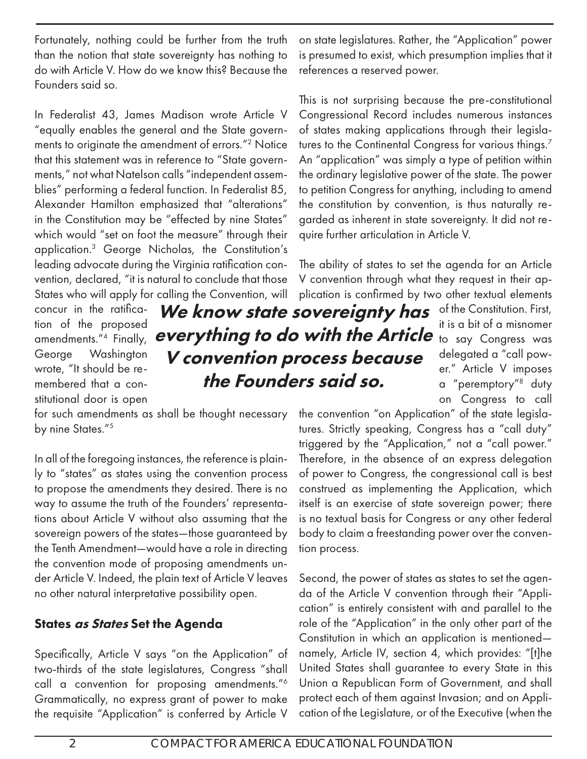Fortunately, nothing could be further from the truth than the notion that state sovereignty has nothing to do with Article V. How do we know this? Because the Founders said so.

In Federalist 43, James Madison wrote Article V "equally enables the general and the State governments to originate the amendment of errors."[2] Notice that this statement was in reference to "State governments," not what Natelson calls "independent assemblies" performing a federal function. In Federalist 85, Alexander Hamilton emphasized that "alterations" in the Constitution may be "effected by nine States" which would "set on foot the measure" through their application.[3] George Nicholas, the Constitution's leading advocate during the Virginia ratification convention, declared, "it is natural to conclude that those States who will apply for calling the Convention, will concur in the ratification of the proposed amendments."[4] Finally, George Washington wrote, "It should be remembered that a constitutional door is open for such amendments as shall be thought necessary by nine States."[5]

**_We know state sovereignty has everything to do with the Article V convention process because the Founders said so._**

In all of the foregoing instances, the reference is plainly to "states" as states using the convention process to propose the amendments they desired. There is no way to assume the truth of the Founders' representations about Article V without also assuming that the sovereign powers of the states—those guaranteed by the Tenth Amendment—would have a role in directing the convention mode of proposing amendments under Article V. Indeed, the plain text of Article V leaves no other natural interpretative possibility open.

## States *as States* Set the Agenda

Specifically, Article V says "on the Application" of two-thirds of the state legislatures, Congress "shall call a convention for proposing amendments."[6] Grammatically, no express grant of power to make the requisite "Application" is conferred by Article V on state legislatures. Rather, the "Application" power is presumed to exist, which presumption implies that it references a reserved power.

This is not surprising because the pre-constitutional Congressional Record includes numerous instances of states making applications through their legislatures to the Continental Congress for various things.[7] An "application" was simply a type of petition within the ordinary legislative power of the state. The power to petition Congress for anything, including to amend the constitution by convention, is thus naturally regarded as inherent in state sovereignty. It did not require further articulation in Article V.

The ability of states to set the agenda for an Article V convention through what they request in their application is confirmed by two other textual elements of the Constitution. First, it is a bit of a misnomer to say Congress was delegated a "call power." Article V imposes a "peremptory"[8] duty on Congress to call the convention "on Application" of the state legislatures. Strictly speaking, Congress has a "call duty" triggered by the "Application," not a "call power." Therefore, in the absence of an express delegation of power to Congress, the congressional call is best construed as implementing the Application, which itself is an exercise of state sovereign power; there is no textual basis for Congress or any other federal body to claim a freestanding power over the convention process.

Second, the power of states as states to set the agenda of the Article V convention through their "Application" is entirely consistent with and parallel to the role of the "Application" in the only other part of the Constitution in which an application is mentioned—namely, Article IV, section 4, which provides: "[t]he United States shall guarantee to every State in this Union a Republican Form of Government, and shall protect each of them against Invasion; and on Application of the Legislature, or of the Executive (when the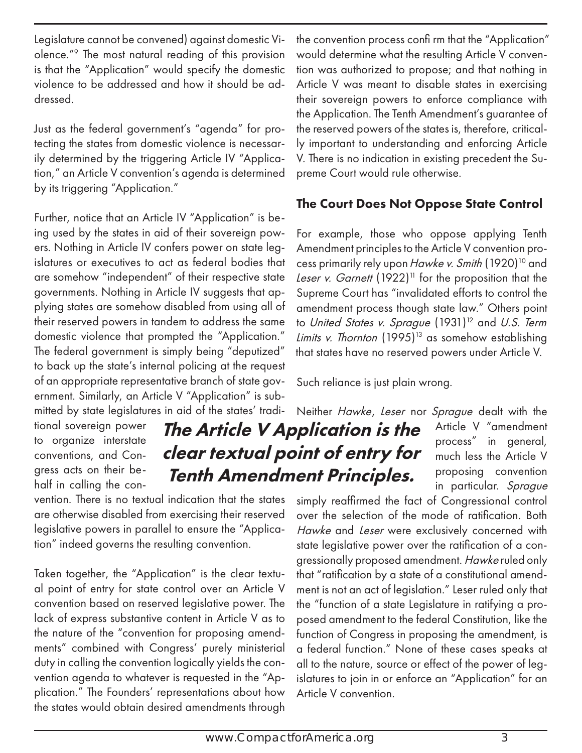Legislature cannot be convened) against domestic Violence."[9] The most natural reading of this provision is that the "Application" would specify the domestic violence to be addressed and how it should be addressed.

Just as the federal government's "agenda" for protecting the states from domestic violence is necessarily determined by the triggering Article IV "Application," an Article V convention's agenda is determined by its triggering "Application."

Further, notice that an Article IV "Application" is being used by the states in aid of their sovereign powers. Nothing in Article IV confers power on state legislatures or executives to act as federal bodies that are somehow "independent" of their respective state governments. Nothing in Article IV suggests that applying states are somehow disabled from using all of their reserved powers in tandem to address the same domestic violence that prompted the "Application." The federal government is simply being "deputized" to back up the state's internal policing at the request of an appropriate representative branch of state government. Similarly, an Article V "Application" is submitted by state legislatures in aid of the states' traditional sovereign power to organize interstate conventions, and Congress acts on their behalf in calling the convention. There is no textual indication that the states are otherwise disabled from exercising their reserved legislative powers in parallel to ensure the "Application" indeed governs the resulting convention.

***The Article V Application is the clear textual point of entry for Tenth Amendment Principles.***

Taken together, the "Application" is the clear textual point of entry for state control over an Article V convention based on reserved legislative power. The lack of express substantive content in Article V as to the nature of the "convention for proposing amendments" combined with Congress' purely ministerial duty in calling the convention logically yields the convention agenda to whatever is requested in the "Application." The Founders' representations about how the states would obtain desired amendments through the convention process confirm that the "Application" would determine what the resulting Article V convention was authorized to propose; and that nothing in Article V was meant to disable states in exercising their sovereign powers to enforce compliance with the Application. The Tenth Amendment's guarantee of the reserved powers of the states is, therefore, critically important to understanding and enforcing Article V. There is no indication in existing precedent the Supreme Court would rule otherwise.

## The Court Does Not Oppose State Control

For example, those who oppose applying Tenth Amendment principles to the Article V convention process primarily rely upon *Hawke v. Smith* (1920)[10] and *Leser v. Garnett* (1922)[11] for the proposition that the Supreme Court has "invalidated efforts to control the amendment process though state law." Others point to *United States v. Sprague* (1931)[12] and *U.S. Term Limits v. Thornton* (1995)[13] as somehow establishing that states have no reserved powers under Article V.

Such reliance is just plain wrong.

Neither *Hawke*, *Leser* nor *Sprague* dealt with the Article V "amendment process" in general, much less the Article V proposing convention in particular. *Sprague* simply reaffirmed the fact of Congressional control over the selection of the mode of ratification. Both *Hawke* and *Leser* were exclusively concerned with state legislative power over the ratification of a congressionally proposed amendment. *Hawke* ruled only that "ratification by a state of a constitutional amendment is not an act of legislation." Leser ruled only that the "function of a state Legislature in ratifying a proposed amendment to the federal Constitution, like the function of Congress in proposing the amendment, is a federal function." None of these cases speaks at all to the nature, source or effect of the power of legislatures to join in or enforce an "Application" for an Article V convention.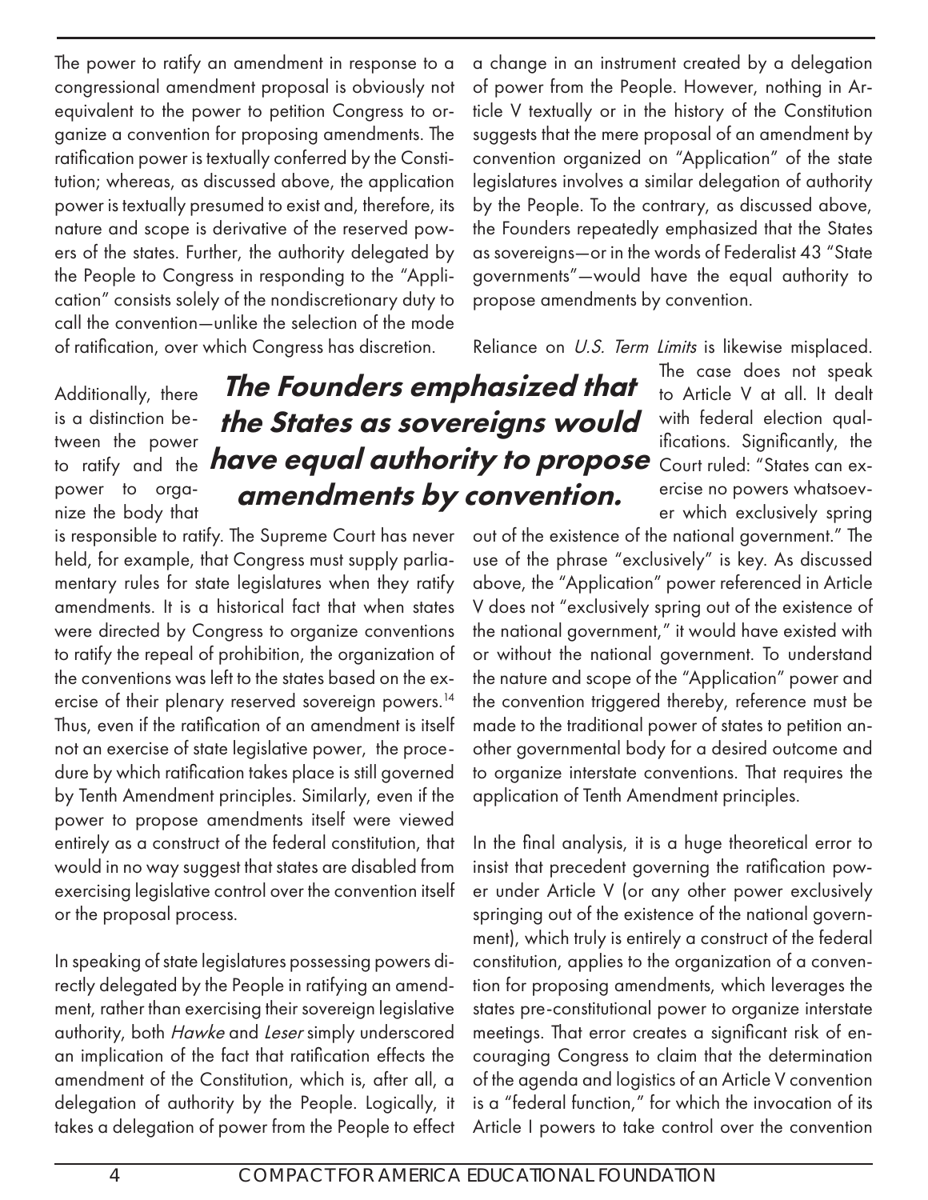The power to ratify an amendment in response to a congressional amendment proposal is obviously not equivalent to the power to petition Congress to organize a convention for proposing amendments. The ratification power is textually conferred by the Constitution; whereas, as discussed above, the application power is textually presumed to exist and, therefore, its nature and scope is derivative of the reserved powers of the states. Further, the authority delegated by the People to Congress in responding to the "Application" consists solely of the nondiscretionary duty to call the convention—unlike the selection of the mode of ratification, over which Congress has discretion.

Additionally, there is a distinction between the power to ratify and the power to organize the body that is responsible to ratify. The Supreme Court has never held, for example, that Congress must supply parliamentary rules for state legislatures when they ratify amendments. It is a historical fact that when states were directed by Congress to organize conventions to ratify the repeal of prohibition, the organization of the conventions was left to the states based on the exercise of their plenary reserved sovereign powers.[14] Thus, even if the ratification of an amendment is itself not an exercise of state legislative power, the procedure by which ratification takes place is still governed by Tenth Amendment principles. Similarly, even if the power to propose amendments itself were viewed entirely as a construct of the federal constitution, that would in no way suggest that states are disabled from exercising legislative control over the convention itself or the proposal process.

**The Founders emphasized that the States as sovereigns would have equal authority to propose amendments by convention.**

In speaking of state legislatures possessing powers directly delegated by the People in ratifying an amendment, rather than exercising their sovereign legislative authority, both *Hawke* and *Leser* simply underscored an implication of the fact that ratification effects the amendment of the Constitution, which is, after all, a delegation of authority by the People. Logically, it takes a delegation of power from the People to effect a change in an instrument created by a delegation of power from the People. However, nothing in Article V textually or in the history of the Constitution suggests that the mere proposal of an amendment by convention organized on "Application" of the state legislatures involves a similar delegation of authority by the People. To the contrary, as discussed above, the Founders repeatedly emphasized that the States as sovereigns—or in the words of Federalist 43 "State governments"—would have the equal authority to propose amendments by convention.

Reliance on *U.S. Term Limits* is likewise misplaced. The case does not speak to Article V at all. It dealt with federal election qualifications. Significantly, the Court ruled: "States can exercise no powers whatsoever which exclusively spring out of the existence of the national government." The use of the phrase "exclusively" is key. As discussed above, the "Application" power referenced in Article V does not "exclusively spring out of the existence of the national government," it would have existed with or without the national government. To understand the nature and scope of the "Application" power and the convention triggered thereby, reference must be made to the traditional power of states to petition another governmental body for a desired outcome and to organize interstate conventions. That requires the application of Tenth Amendment principles.

In the final analysis, it is a huge theoretical error to insist that precedent governing the ratification power under Article V (or any other power exclusively springing out of the existence of the national government), which truly is entirely a construct of the federal constitution, applies to the organization of a convention for proposing amendments, which leverages the states pre-constitutional power to organize interstate meetings. That error creates a significant risk of encouraging Congress to claim that the determination of the agenda and logistics of an Article V convention is a "federal function," for which the invocation of its Article I powers to take control over the convention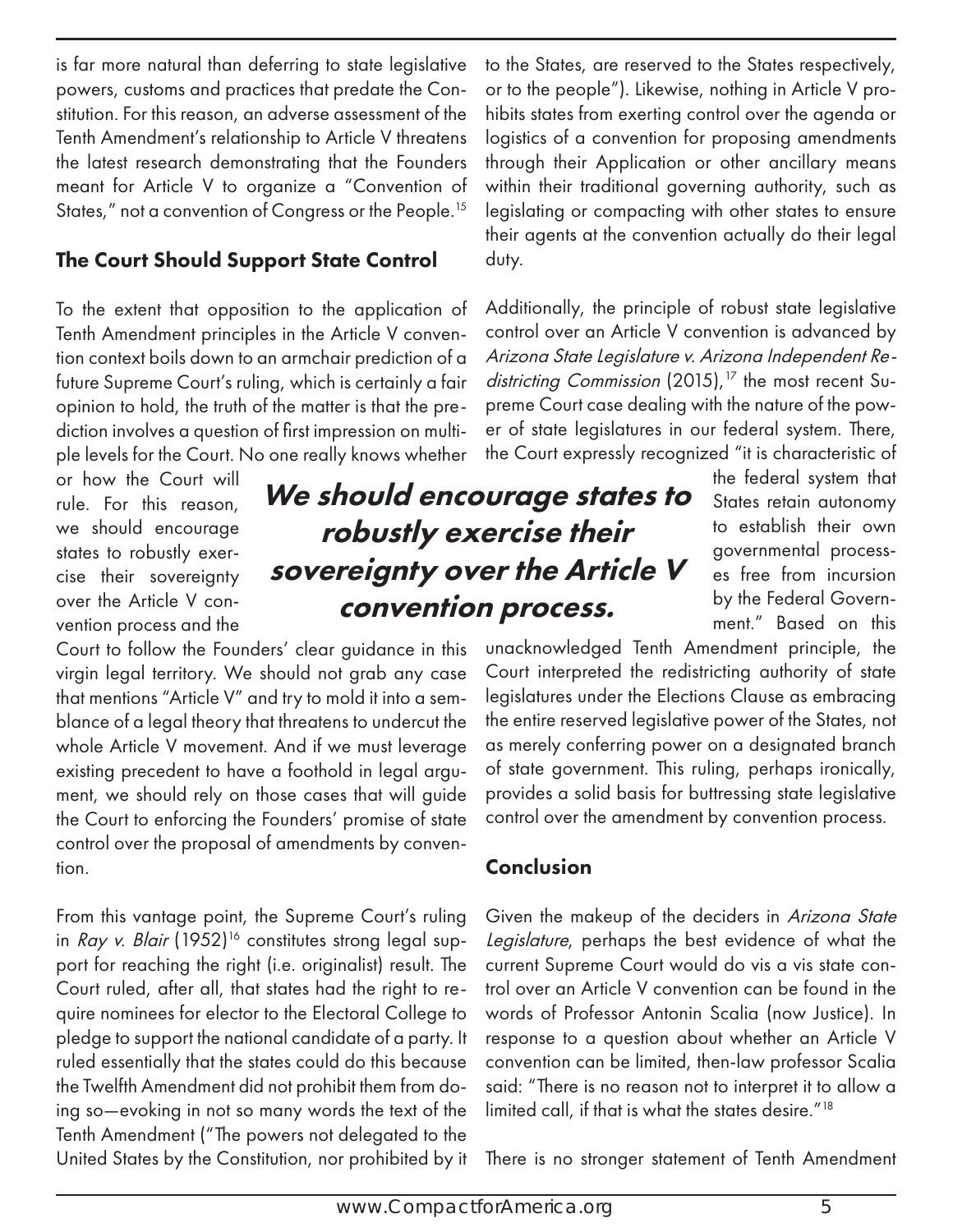is far more natural than deferring to state legislative powers, customs and practices that predate the Constitution. For this reason, an adverse assessment of the Tenth Amendment's relationship to Article V threatens the latest research demonstrating that the Founders meant for Article V to organize a "Convention of States," not a convention of Congress or the People.[15]

### The Court Should Support State Control

To the extent that opposition to the application of Tenth Amendment principles in the Article V convention context boils down to an armchair prediction of a future Supreme Court's ruling, which is certainly a fair opinion to hold, the truth of the matter is that the prediction involves a question of first impression on multiple levels for the Court. No one really knows whether or how the Court will rule. For this reason, we should encourage states to robustly exercise their sovereignty over the Article V convention process and the Court to follow the Founders' clear guidance in this virgin legal territory. We should not grab any case that mentions "Article V" and try to mold it into a semblance of a legal theory that threatens to undercut the whole Article V movement. And if we must leverage existing precedent to have a foothold in legal argument, we should rely on those cases that will guide the Court to enforcing the Founders' promise of state control over the proposal of amendments by convention.

> ***We should encourage states to robustly exercise their sovereignty over the Article V convention process.***

From this vantage point, the Supreme Court's ruling in *Ray v. Blair* (1952)[16] constitutes strong legal support for reaching the right (i.e. originalist) result. The Court ruled, after all, that states had the right to require nominees for elector to the Electoral College to pledge to support the national candidate of a party. It ruled essentially that the states could do this because the Twelfth Amendment did not prohibit them from doing so—evoking in not so many words the text of the Tenth Amendment ("The powers not delegated to the United States by the Constitution, nor prohibited by it to the States, are reserved to the States respectively, or to the people"). Likewise, nothing in Article V prohibits states from exerting control over the agenda or logistics of a convention for proposing amendments through their Application or other ancillary means within their traditional governing authority, such as legislating or compacting with other states to ensure their agents at the convention actually do their legal duty.

Additionally, the principle of robust state legislative control over an Article V convention is advanced by *Arizona State Legislature v. Arizona Independent Redistricting Commission* (2015),[17] the most recent Supreme Court case dealing with the nature of the power of state legislatures in our federal system. There, the Court expressly recognized "it is characteristic of the federal system that States retain autonomy to establish their own governmental processes free from incursion by the Federal Government." Based on this unacknowledged Tenth Amendment principle, the Court interpreted the redistricting authority of state legislatures under the Elections Clause as embracing the entire reserved legislative power of the States, not as merely conferring power on a designated branch of state government. This ruling, perhaps ironically, provides a solid basis for buttressing state legislative control over the amendment by convention process.

### Conclusion

Given the makeup of the deciders in *Arizona State Legislature*, perhaps the best evidence of what the current Supreme Court would do vis a vis state control over an Article V convention can be found in the words of Professor Antonin Scalia (now Justice). In response to a question about whether an Article V convention can be limited, then-law professor Scalia said: "There is no reason not to interpret it to allow a limited call, if that is what the states desire."[18]

There is no stronger statement of Tenth Amendment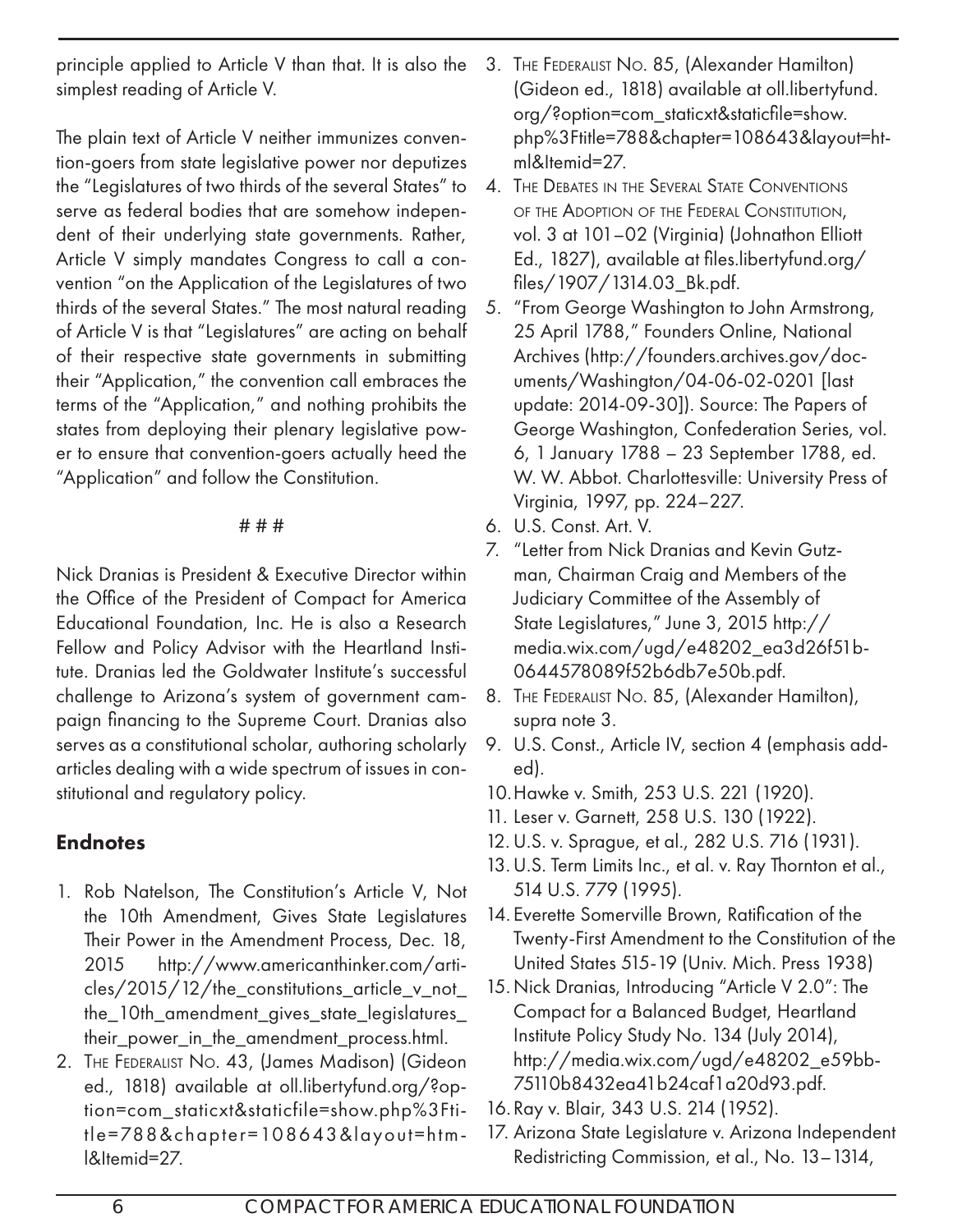principle applied to Article V than that. It is also the simplest reading of Article V.

The plain text of Article V neither immunizes convention-goers from state legislative power nor deputizes the "Legislatures of two thirds of the several States" to serve as federal bodies that are somehow independent of their underlying state governments. Rather, Article V simply mandates Congress to call a convention "on the Application of the Legislatures of two thirds of the several States." The most natural reading of Article V is that "Legislatures" are acting on behalf of their respective state governments in submitting their "Application," the convention call embraces the terms of the "Application," and nothing prohibits the states from deploying their plenary legislative power to ensure that convention-goers actually heed the "Application" and follow the Constitution.

# # #

Nick Dranias is President & Executive Director within the Office of the President of Compact for America Educational Foundation, Inc. He is also a Research Fellow and Policy Advisor with the Heartland Institute. Dranias led the Goldwater Institute's successful challenge to Arizona's system of government campaign financing to the Supreme Court. Dranias also serves as a constitutional scholar, authoring scholarly articles dealing with a wide spectrum of issues in constitutional and regulatory policy.

## Endnotes

1. Rob Natelson, The Constitution's Article V, Not the 10th Amendment, Gives State Legislatures Their Power in the Amendment Process, Dec. 18, 2015 http://www.americanthinker.com/articles/2015/12/the_constitutions_article_v_not_the_10th_amendment_gives_state_legislatures_their_power_in_the_amendment_process.html.
2. The Federalist No. 43, (James Madison) (Gideon ed., 1818) available at oll.libertyfund.org/?option=com_staticxt&staticfile=show.php%3Ftitle=788&chapter=108643&layout=html&Itemid=27.
3. The Federalist No. 85, (Alexander Hamilton) (Gideon ed., 1818) available at oll.libertyfund.org/?option=com_staticxt&staticfile=show.php%3Ftitle=788&chapter=108643&layout=html&Itemid=27.
4. The Debates in the Several State Conventions of the Adoption of the Federal Constitution, vol. 3 at 101–02 (Virginia) (Johnathon Elliott Ed., 1827), available at files.libertyfund.org/files/1907/1314.03_Bk.pdf.
5. "From George Washington to John Armstrong, 25 April 1788," Founders Online, National Archives (http://founders.archives.gov/documents/Washington/04-06-02-0201 [last update: 2014-09-30]). Source: The Papers of George Washington, Confederation Series, vol. 6, 1 January 1788 – 23 September 1788, ed. W. W. Abbot. Charlottesville: University Press of Virginia, 1997, pp. 224–227.
6. U.S. Const. Art. V.
7. "Letter from Nick Dranias and Kevin Gutzman, Chairman Craig and Members of the Judiciary Committee of the Assembly of State Legislatures," June 3, 2015 http://media.wix.com/ugd/e48202_ea3d26f51b0644578089f52b6db7e50b.pdf.
8. The Federalist No. 85, (Alexander Hamilton), supra note 3.
9. U.S. Const., Article IV, section 4 (emphasis added).
10. Hawke v. Smith, 253 U.S. 221 (1920).
11. Leser v. Garnett, 258 U.S. 130 (1922).
12. U.S. v. Sprague, et al., 282 U.S. 716 (1931).
13. U.S. Term Limits Inc., et al. v. Ray Thornton et al., 514 U.S. 779 (1995).
14. Everette Somerville Brown, Ratification of the Twenty-First Amendment to the Constitution of the United States 515-19 (Univ. Mich. Press 1938)
15. Nick Dranias, Introducing "Article V 2.0": The Compact for a Balanced Budget, Heartland Institute Policy Study No. 134 (July 2014), http://media.wix.com/ugd/e48202_e59bb75110b8432ea41b24caf1a20d93.pdf.
16. Ray v. Blair, 343 U.S. 214 (1952).
17. Arizona State Legislature v. Arizona Independent Redistricting Commission, et al., No. 13–1314,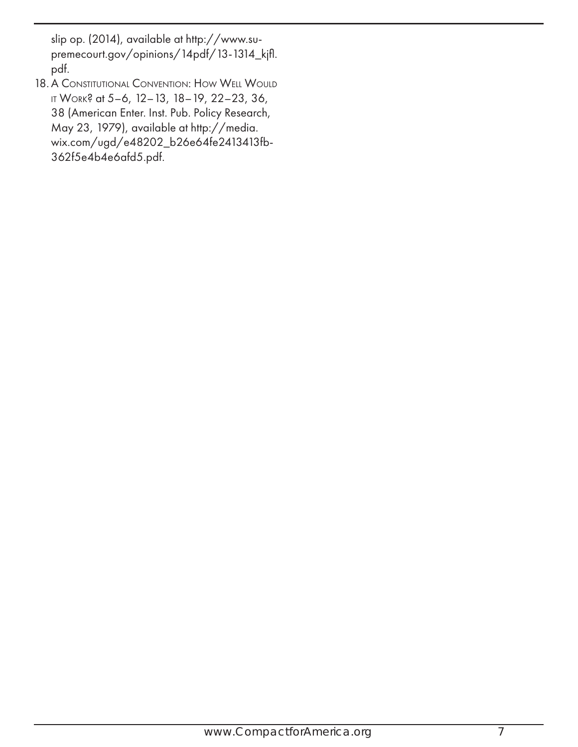slip op. (2014), available at http://www.supremecourt.gov/opinions/14pdf/13-1314_kjfl.pdf.

18. A Constitutional Convention: How Well Would it Work? at 5–6, 12–13, 18–19, 22–23, 36, 38 (American Enter. Inst. Pub. Policy Research, May 23, 1979), available at http://media.wix.com/ugd/e48202_b26e64fe2413413fb362f5e4b4e6afd5.pdf.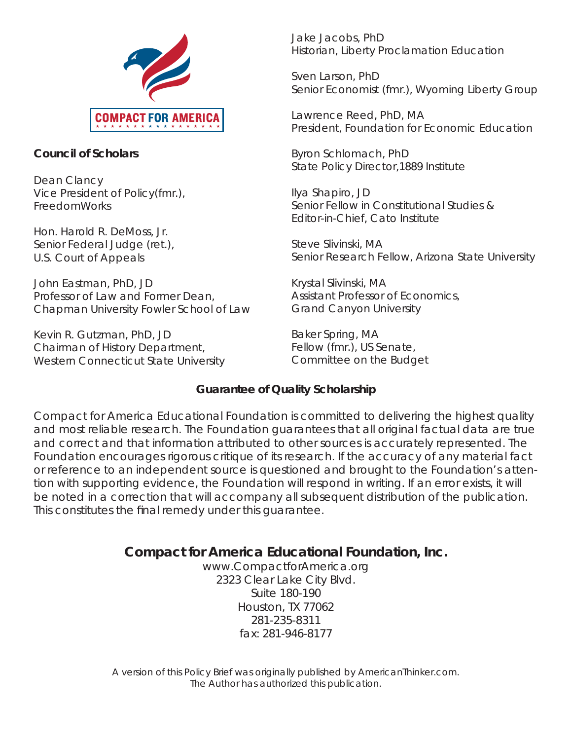COMPACT FOR AMERICA

**Council of Scholars**

Dean Clancy
Vice President of Policy(fmr.),
FreedomWorks

Hon. Harold R. DeMoss, Jr.
Senior Federal Judge (ret.),
U.S. Court of Appeals

John Eastman, PhD, JD
Professor of Law and Former Dean,
Chapman University Fowler School of Law

Kevin R. Gutzman, PhD, JD
Chairman of History Department,
Western Connecticut State University

Jake Jacobs, PhD
Historian, Liberty Proclamation Education

Sven Larson, PhD
Senior Economist (fmr.), Wyoming Liberty Group

Lawrence Reed, PhD, MA
President, Foundation for Economic Education

Byron Schlomach, PhD
State Policy Director,1889 Institute

Ilya Shapiro, JD
Senior Fellow in Constitutional Studies &
Editor-in-Chief, Cato Institute

Steve Slivinski, MA
Senior Research Fellow, Arizona State University

Krystal Slivinski, MA
Assistant Professor of Economics,
Grand Canyon University

Baker Spring, MA
Fellow (fmr.), US Senate,
Committee on the Budget

**Guarantee of Quality Scholarship**

Compact for America Educational Foundation is committed to delivering the highest quality and most reliable research. The Foundation guarantees that all original factual data are true and correct and that information attributed to other sources is accurately represented. The Foundation encourages rigorous critique of its research. If the accuracy of any material fact or reference to an independent source is questioned and brought to the Foundation's attention with supporting evidence, the Foundation will respond in writing. If an error exists, it will be noted in a correction that will accompany all subsequent distribution of the publication. This constitutes the final remedy under this guarantee.

## Compact for America Educational Foundation, Inc.

www.CompactforAmerica.org
2323 Clear Lake City Blvd.
Suite 180-190
Houston, TX 77062
281-235-8311
fax: 281-946-8177

A version of this Policy Brief was originally published by AmericanThinker.com.
The Author has authorized this publication.